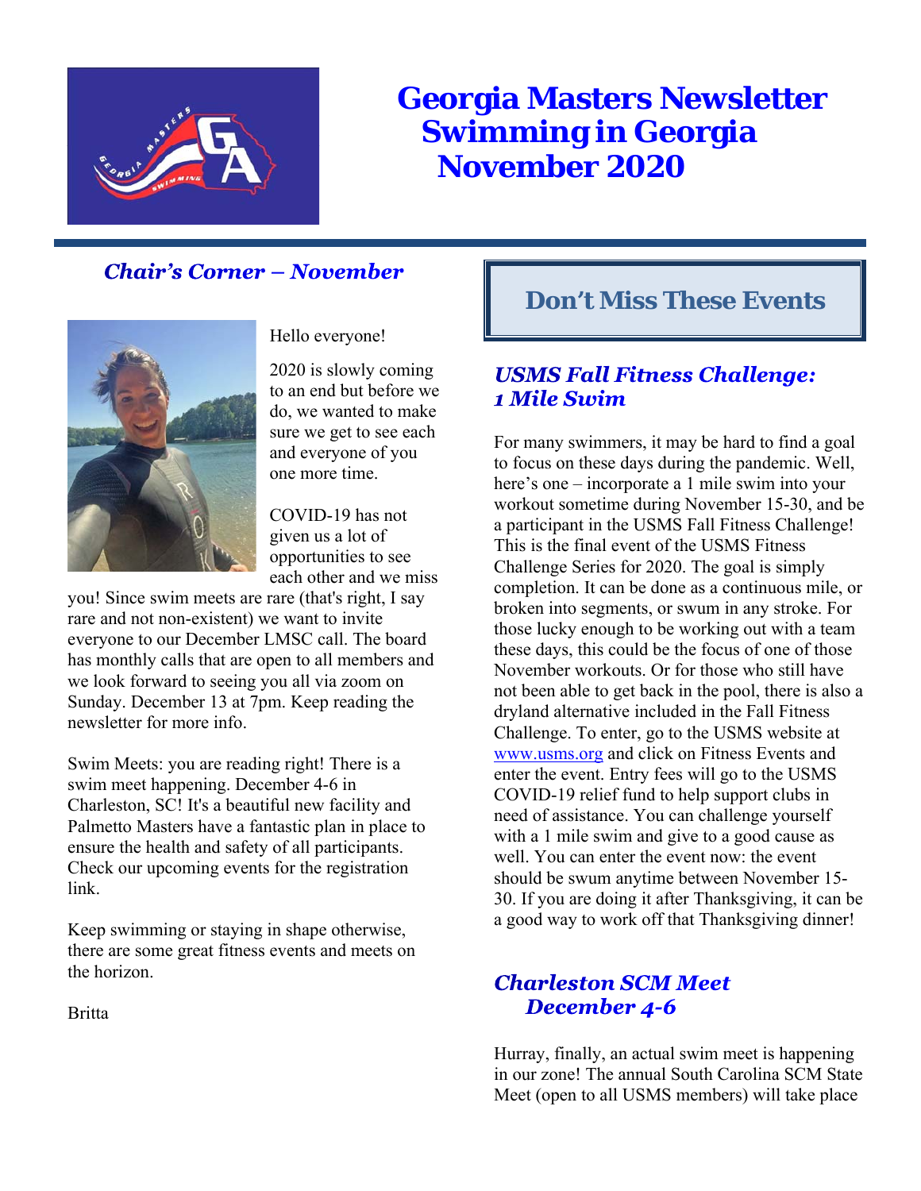# Georgia Masters Newsletter
# Swimming in Georgia
# November 2020

## *Chair's Corner – November*

Hello everyone!

2020 is slowly coming to an end but before we do, we wanted to make sure we get to see each and everyone of you one more time.

COVID-19 has not given us a lot of opportunities to see each other and we miss you! Since swim meets are rare (that's right, I say rare and not non-existent) we want to invite everyone to our December LMSC call. The board has monthly calls that are open to all members and we look forward to seeing you all via zoom on Sunday. December 13 at 7pm. Keep reading the newsletter for more info.

Swim Meets: you are reading right! There is a swim meet happening. December 4-6 in Charleston, SC! It's a beautiful new facility and Palmetto Masters have a fantastic plan in place to ensure the health and safety of all participants. Check our upcoming events for the registration link.

Keep swimming or staying in shape otherwise, there are some great fitness events and meets on the horizon.

Britta

## Don't Miss These Events

### *USMS Fall Fitness Challenge: 1 Mile Swim*

For many swimmers, it may be hard to find a goal to focus on these days during the pandemic. Well, here's one – incorporate a 1 mile swim into your workout sometime during November 15-30, and be a participant in the USMS Fall Fitness Challenge! This is the final event of the USMS Fitness Challenge Series for 2020. The goal is simply completion. It can be done as a continuous mile, or broken into segments, or swum in any stroke. For those lucky enough to be working out with a team these days, this could be the focus of one of those November workouts. Or for those who still have not been able to get back in the pool, there is also a dryland alternative included in the Fall Fitness Challenge. To enter, go to the USMS website at www.usms.org and click on Fitness Events and enter the event. Entry fees will go to the USMS COVID-19 relief fund to help support clubs in need of assistance. You can challenge yourself with a 1 mile swim and give to a good cause as well. You can enter the event now: the event should be swum anytime between November 15-30. If you are doing it after Thanksgiving, it can be a good way to work off that Thanksgiving dinner!

### *Charleston SCM Meet December 4-6*

Hurray, finally, an actual swim meet is happening in our zone! The annual South Carolina SCM State Meet (open to all USMS members) will take place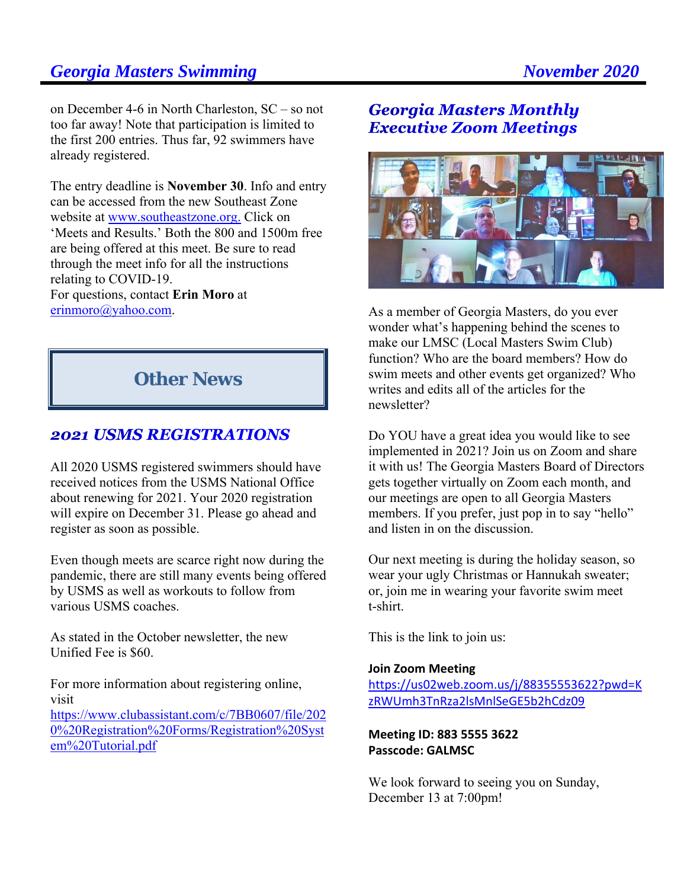on December 4-6 in North Charleston, SC – so not too far away! Note that participation is limited to the first 200 entries. Thus far, 92 swimmers have already registered.

The entry deadline is **November 30**. Info and entry can be accessed from the new Southeast Zone website at www.southeastzone.org. Click on 'Meets and Results.' Both the 800 and 1500m free are being offered at this meet. Be sure to read through the meet info for all the instructions relating to COVID-19.
For questions, contact **Erin Moro** at erinmoro@yahoo.com.

# Other News

## *2021 USMS REGISTRATIONS*

All 2020 USMS registered swimmers should have received notices from the USMS National Office about renewing for 2021. Your 2020 registration will expire on December 31. Please go ahead and register as soon as possible.

Even though meets are scarce right now during the pandemic, there are still many events being offered by USMS as well as workouts to follow from various USMS coaches.

As stated in the October newsletter, the new Unified Fee is $60.

For more information about registering online, visit
https://www.clubassistant.com/c/7BB0607/file/2020%20Registration%20Forms/Registration%20System%20Tutorial.pdf

## *Georgia Masters Monthly Executive Zoom Meetings*

As a member of Georgia Masters, do you ever wonder what's happening behind the scenes to make our LMSC (Local Masters Swim Club) function? Who are the board members? How do swim meets and other events get organized? Who writes and edits all of the articles for the newsletter?

Do YOU have a great idea you would like to see implemented in 2021? Join us on Zoom and share it with us! The Georgia Masters Board of Directors gets together virtually on Zoom each month, and our meetings are open to all Georgia Masters members. If you prefer, just pop in to say "hello" and listen in on the discussion.

Our next meeting is during the holiday season, so wear your ugly Christmas or Hannukah sweater; or, join me in wearing your favorite swim meet t-shirt.

This is the link to join us:

**Join Zoom Meeting**
https://us02web.zoom.us/j/88355553622?pwd=KzRWUmh3TnRza2lsMnlSeGE5b2hCdz09

**Meeting ID: 883 5555 3622**
**Passcode: GALMSC**

We look forward to seeing you on Sunday, December 13 at 7:00pm!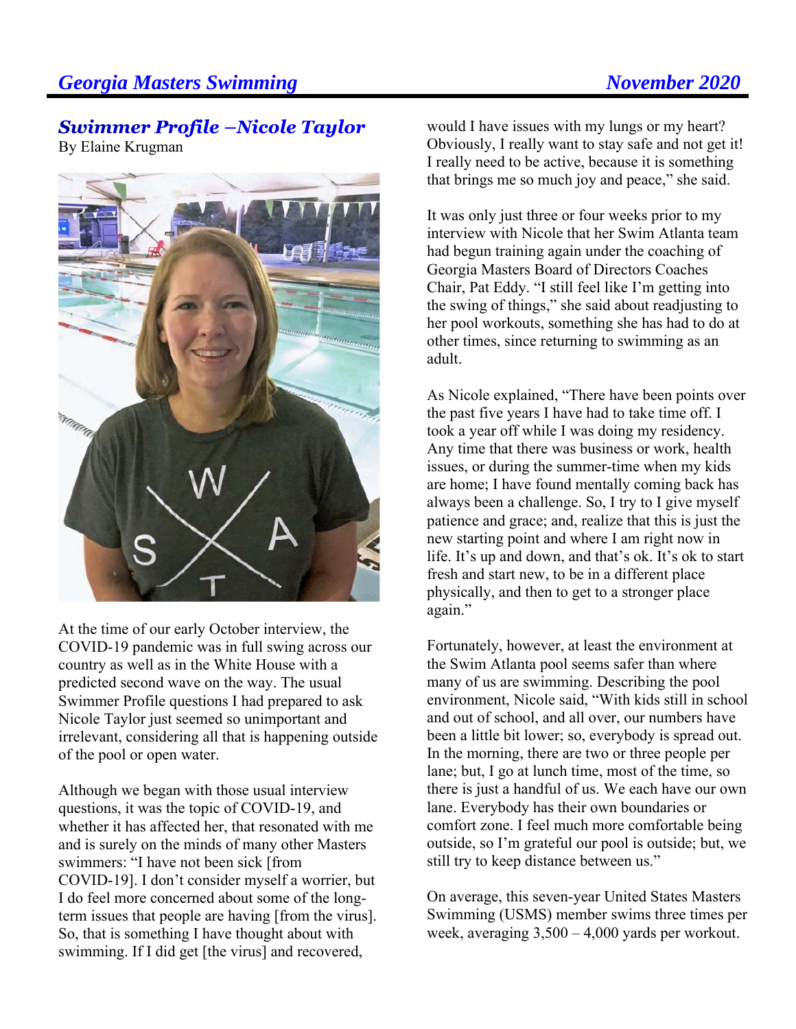## *Swimmer Profile –Nicole Taylor*

By Elaine Krugman

At the time of our early October interview, the COVID-19 pandemic was in full swing across our country as well as in the White House with a predicted second wave on the way. The usual Swimmer Profile questions I had prepared to ask Nicole Taylor just seemed so unimportant and irrelevant, considering all that is happening outside of the pool or open water.

Although we began with those usual interview questions, it was the topic of COVID-19, and whether it has affected her, that resonated with me and is surely on the minds of many other Masters swimmers: "I have not been sick [from COVID-19]. I don't consider myself a worrier, but I do feel more concerned about some of the long-term issues that people are having [from the virus]. So, that is something I have thought about with swimming. If I did get [the virus] and recovered, would I have issues with my lungs or my heart? Obviously, I really want to stay safe and not get it! I really need to be active, because it is something that brings me so much joy and peace," she said.

It was only just three or four weeks prior to my interview with Nicole that her Swim Atlanta team had begun training again under the coaching of Georgia Masters Board of Directors Coaches Chair, Pat Eddy. "I still feel like I'm getting into the swing of things," she said about readjusting to her pool workouts, something she has had to do at other times, since returning to swimming as an adult.

As Nicole explained, "There have been points over the past five years I have had to take time off. I took a year off while I was doing my residency. Any time that there was business or work, health issues, or during the summer-time when my kids are home; I have found mentally coming back has always been a challenge. So, I try to I give myself patience and grace; and, realize that this is just the new starting point and where I am right now in life. It's up and down, and that's ok. It's ok to start fresh and start new, to be in a different place physically, and then to get to a stronger place again."

Fortunately, however, at least the environment at the Swim Atlanta pool seems safer than where many of us are swimming. Describing the pool environment, Nicole said, "With kids still in school and out of school, and all over, our numbers have been a little bit lower; so, everybody is spread out. In the morning, there are two or three people per lane; but, I go at lunch time, most of the time, so there is just a handful of us. We each have our own lane. Everybody has their own boundaries or comfort zone. I feel much more comfortable being outside, so I'm grateful our pool is outside; but, we still try to keep distance between us."

On average, this seven-year United States Masters Swimming (USMS) member swims three times per week, averaging 3,500 – 4,000 yards per workout.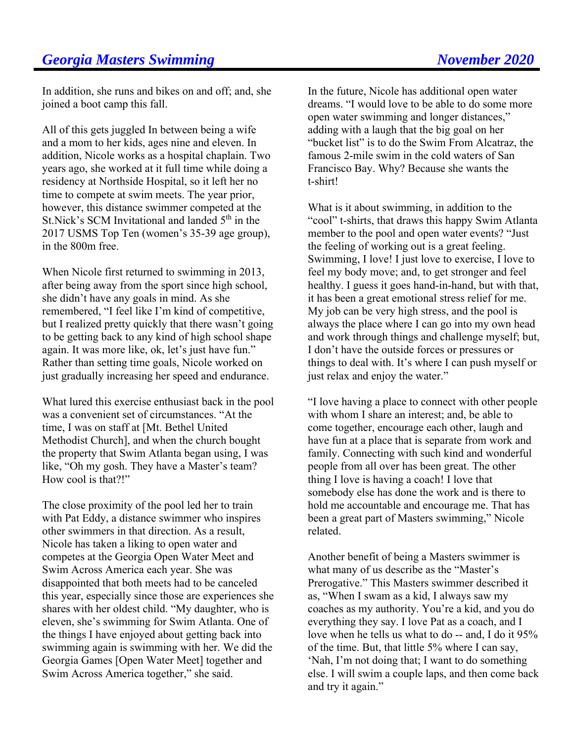In addition, she runs and bikes on and off; and, she joined a boot camp this fall.

All of this gets juggled In between being a wife and a mom to her kids, ages nine and eleven. In addition, Nicole works as a hospital chaplain. Two years ago, she worked at it full time while doing a residency at Northside Hospital, so it left her no time to compete at swim meets. The year prior, however, this distance swimmer competed at the St.Nick's SCM Invitational and landed 5th in the 2017 USMS Top Ten (women's 35-39 age group), in the 800m free.

When Nicole first returned to swimming in 2013, after being away from the sport since high school, she didn't have any goals in mind. As she remembered, "I feel like I'm kind of competitive, but I realized pretty quickly that there wasn't going to be getting back to any kind of high school shape again. It was more like, ok, let's just have fun." Rather than setting time goals, Nicole worked on just gradually increasing her speed and endurance.

What lured this exercise enthusiast back in the pool was a convenient set of circumstances. "At the time, I was on staff at [Mt. Bethel United Methodist Church], and when the church bought the property that Swim Atlanta began using, I was like, "Oh my gosh. They have a Master's team? How cool is that?!"

The close proximity of the pool led her to train with Pat Eddy, a distance swimmer who inspires other swimmers in that direction. As a result, Nicole has taken a liking to open water and competes at the Georgia Open Water Meet and Swim Across America each year. She was disappointed that both meets had to be canceled this year, especially since those are experiences she shares with her oldest child. "My daughter, who is eleven, she's swimming for Swim Atlanta. One of the things I have enjoyed about getting back into swimming again is swimming with her. We did the Georgia Games [Open Water Meet] together and Swim Across America together," she said.

In the future, Nicole has additional open water dreams. "I would love to be able to do some more open water swimming and longer distances," adding with a laugh that the big goal on her "bucket list" is to do the Swim From Alcatraz, the famous 2-mile swim in the cold waters of San Francisco Bay. Why? Because she wants the t-shirt!

What is it about swimming, in addition to the "cool" t-shirts, that draws this happy Swim Atlanta member to the pool and open water events? "Just the feeling of working out is a great feeling. Swimming, I love! I just love to exercise, I love to feel my body move; and, to get stronger and feel healthy. I guess it goes hand-in-hand, but with that, it has been a great emotional stress relief for me. My job can be very high stress, and the pool is always the place where I can go into my own head and work through things and challenge myself; but, I don't have the outside forces or pressures or things to deal with. It's where I can push myself or just relax and enjoy the water."

"I love having a place to connect with other people with whom I share an interest; and, be able to come together, encourage each other, laugh and have fun at a place that is separate from work and family. Connecting with such kind and wonderful people from all over has been great. The other thing I love is having a coach! I love that somebody else has done the work and is there to hold me accountable and encourage me. That has been a great part of Masters swimming," Nicole related.

Another benefit of being a Masters swimmer is what many of us describe as the "Master's Prerogative." This Masters swimmer described it as, "When I swam as a kid, I always saw my coaches as my authority. You're a kid, and you do everything they say. I love Pat as a coach, and I love when he tells us what to do -- and, I do it 95% of the time. But, that little 5% where I can say, 'Nah, I'm not doing that; I want to do something else. I will swim a couple laps, and then come back and try it again."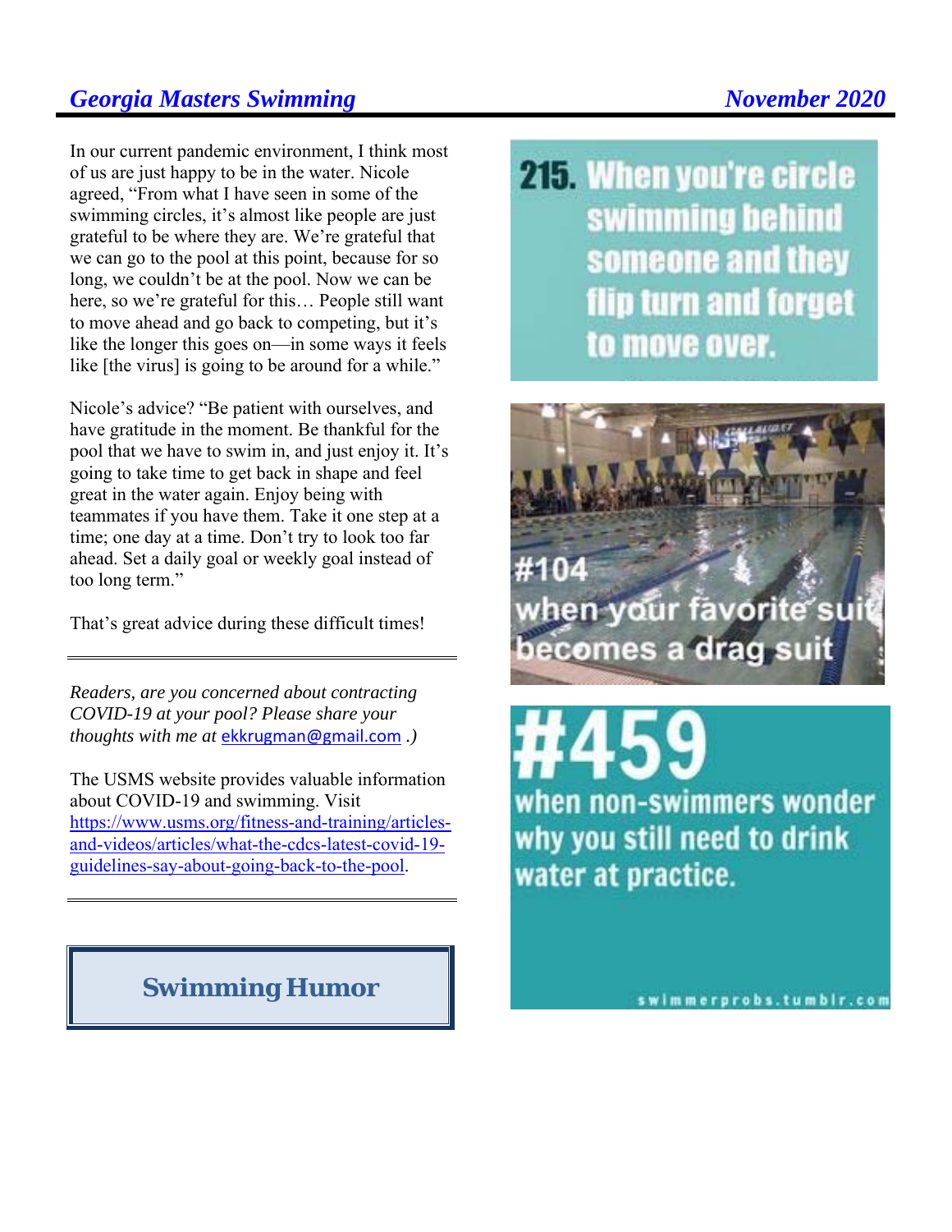In our current pandemic environment, I think most of us are just happy to be in the water. Nicole agreed, "From what I have seen in some of the swimming circles, it's almost like people are just grateful to be where they are. We're grateful that we can go to the pool at this point, because for so long, we couldn't be at the pool. Now we can be here, so we're grateful for this… People still want to move ahead and go back to competing, but it's like the longer this goes on—in some ways it feels like [the virus] is going to be around for a while."

Nicole's advice? "Be patient with ourselves, and have gratitude in the moment. Be thankful for the pool that we have to swim in, and just enjoy it. It's going to take time to get back in shape and feel great in the water again. Enjoy being with teammates if you have them. Take it one step at a time; one day at a time. Don't try to look too far ahead. Set a daily goal or weekly goal instead of too long term."

That's great advice during these difficult times!

---

*Readers, are you concerned about contracting COVID-19 at your pool? Please share your thoughts with me at* ekkrugman@gmail.com *.)*

The USMS website provides valuable information about COVID-19 and swimming. Visit https://www.usms.org/fitness-and-training/articles-and-videos/articles/what-the-cdcs-latest-covid-19-guidelines-say-about-going-back-to-the-pool.

---

## Swimming Humor

215. When you're circle swimming behind someone and they flip turn and forget to move over.

#104 when your favorite suit becomes a drag suit

#459 when non-swimmers wonder why you still need to drink water at practice.

swimmerprobs.tumblr.com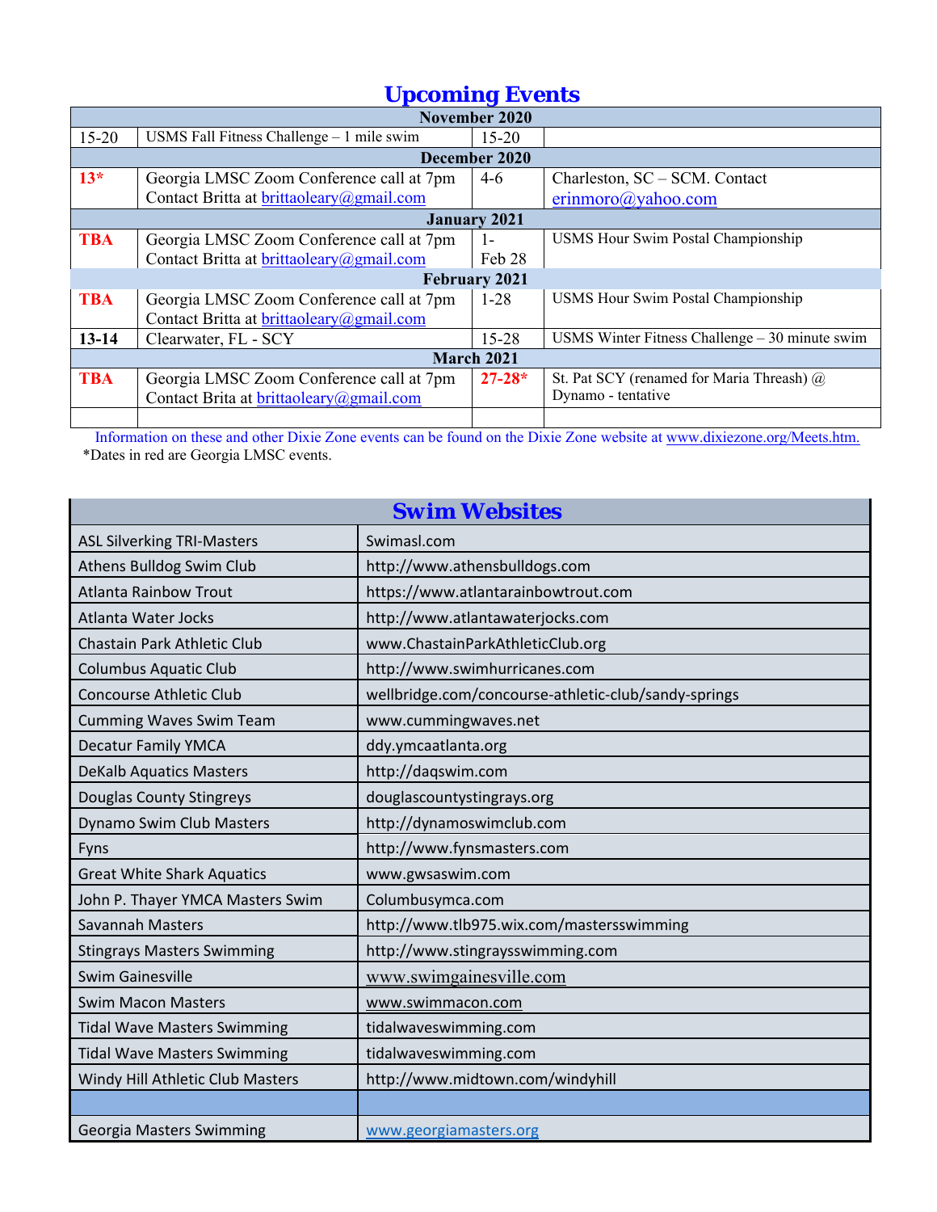# Upcoming Events

| | | | |
|---|---|---|---|
| **November 2020** | | | |
| 15-20 | USMS Fall Fitness Challenge – 1 mile swim | 15-20 | |
| **December 2020** | | | |
| **13*** | Georgia LMSC Zoom Conference call at 7pm Contact Britta at brittaoleary@gmail.com | 4-6 | Charleston, SC – SCM. Contact erinmoro@yahoo.com |
| **January 2021** | | | |
| **TBA** | Georgia LMSC Zoom Conference call at 7pm Contact Britta at brittaoleary@gmail.com | 1- Feb 28 | USMS Hour Swim Postal Championship |
| **February 2021** | | | |
| **TBA** | Georgia LMSC Zoom Conference call at 7pm Contact Britta at brittaoleary@gmail.com | 1-28 | USMS Hour Swim Postal Championship |
| **13-14** | Clearwater, FL - SCY | 15-28 | USMS Winter Fitness Challenge – 30 minute swim |
| **March 2021** | | | |
| **TBA** | Georgia LMSC Zoom Conference call at 7pm Contact Brita at brittaoleary@gmail.com | **27-28*** | St. Pat SCY (renamed for Maria Threash) @ Dynamo - tentative |
| | | | |

Information on these and other Dixie Zone events can be found on the Dixie Zone website at www.dixiezone.org/Meets.htm.

*Dates in red are Georgia LMSC events.

# Swim Websites

| | |
|---|---|
| ASL Silverking TRI-Masters | Swimasl.com |
| Athens Bulldog Swim Club | http://www.athensbulldogs.com |
| Atlanta Rainbow Trout | https://www.atlantarainbowtrout.com |
| Atlanta Water Jocks | http://www.atlantawaterjocks.com |
| Chastain Park Athletic Club | www.ChastainParkAthleticClub.org |
| Columbus Aquatic Club | http://www.swimhurricanes.com |
| Concourse Athletic Club | wellbridge.com/concourse-athletic-club/sandy-springs |
| Cumming Waves Swim Team | www.cummingwaves.net |
| Decatur Family YMCA | ddy.ymcaatlanta.org |
| DeKalb Aquatics Masters | http://daqswim.com |
| Douglas County Stingreys | douglascountystingrays.org |
| Dynamo Swim Club Masters | http://dynamoswimclub.com |
| Fyns | http://www.fynsmasters.com |
| Great White Shark Aquatics | www.gwsaswim.com |
| John P. Thayer YMCA Masters Swim | Columbusymca.com |
| Savannah Masters | http://www.tlb975.wix.com/mastersswimming |
| Stingrays Masters Swimming | http://www.stingraysswimming.com |
| Swim Gainesville | www.swimgainesville.com |
| Swim Macon Masters | www.swimmacon.com |
| Tidal Wave Masters Swimming | tidalwaveswimming.com |
| Tidal Wave Masters Swimming | tidalwaveswimming.com |
| Windy Hill Athletic Club Masters | http://www.midtown.com/windyhill |
| | |
| Georgia Masters Swimming | www.georgiamasters.org |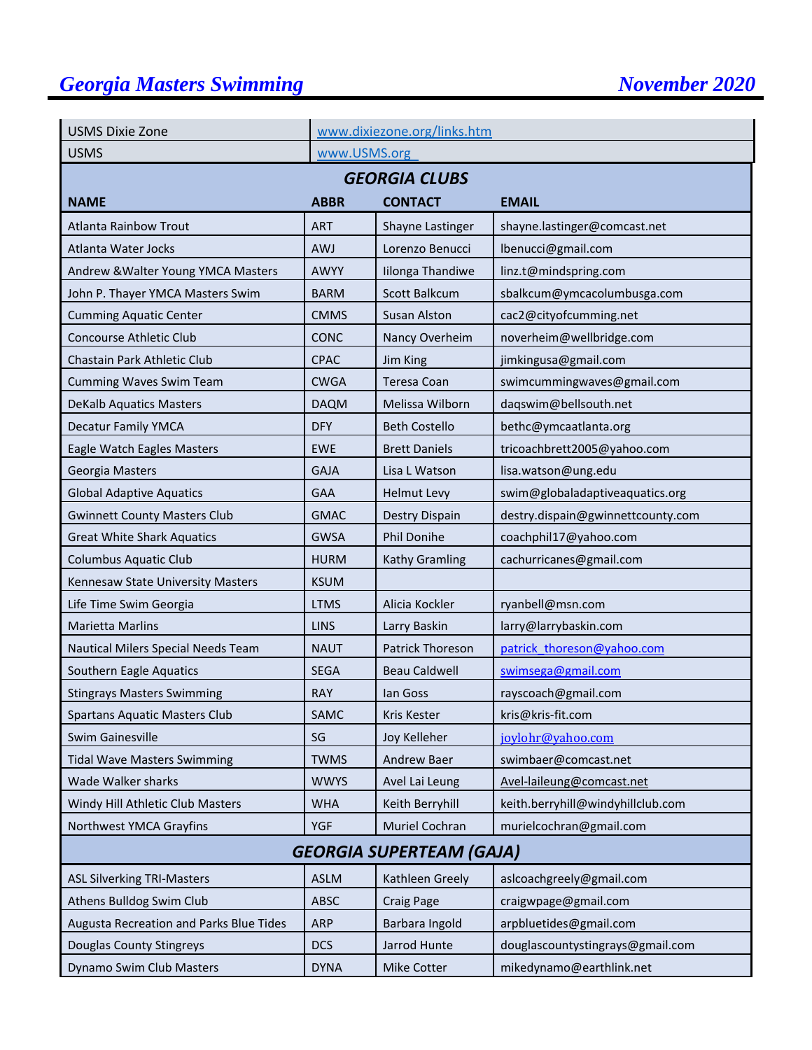| USMS Dixie Zone | www.dixiezone.org/links.htm | | |
|---|---|---|---|
| USMS | www.USMS.org | | |
| ***GEORGIA CLUBS*** | | | |
| **NAME** | **ABBR** | **CONTACT** | **EMAIL** |
| Atlanta Rainbow Trout | ART | Shayne Lastinger | shayne.lastinger@comcast.net |
| Atlanta Water Jocks | AWJ | Lorenzo Benucci | lbenucci@gmail.com |
| Andrew &Walter Young YMCA Masters | AWYY | Iilonga Thandiwe | linz.t@mindspring.com |
| John P. Thayer YMCA Masters Swim | BARM | Scott Balkcum | sbalkcum@ymcacolumbusga.com |
| Cumming Aquatic Center | CMMS | Susan Alston | cac2@cityofcumming.net |
| Concourse Athletic Club | CONC | Nancy Overheim | noverheim@wellbridge.com |
| Chastain Park Athletic Club | CPAC | Jim King | jimkingusa@gmail.com |
| Cumming Waves Swim Team | CWGA | Teresa Coan | swimcummingwaves@gmail.com |
| DeKalb Aquatics Masters | DAQM | Melissa Wilborn | daqswim@bellsouth.net |
| Decatur Family YMCA | DFY | Beth Costello | bethc@ymcaatlanta.org |
| Eagle Watch Eagles Masters | EWE | Brett Daniels | tricoachbrett2005@yahoo.com |
| Georgia Masters | GAJA | Lisa L Watson | lisa.watson@ung.edu |
| Global Adaptive Aquatics | GAA | Helmut Levy | swim@globaladaptiveaquatics.org |
| Gwinnett County Masters Club | GMAC | Destry Dispain | destry.dispain@gwinnettcounty.com |
| Great White Shark Aquatics | GWSA | Phil Donihe | coachphil17@yahoo.com |
| Columbus Aquatic Club | HURM | Kathy Gramling | cachurricanes@gmail.com |
| Kennesaw State University Masters | KSUM | | |
| Life Time Swim Georgia | LTMS | Alicia Kockler | ryanbell@msn.com |
| Marietta Marlins | LINS | Larry Baskin | larry@larrybaskin.com |
| Nautical Milers Special Needs Team | NAUT | Patrick Thoreson | patrick_thoreson@yahoo.com |
| Southern Eagle Aquatics | SEGA | Beau Caldwell | swimsega@gmail.com |
| Stingrays Masters Swimming | RAY | Ian Goss | rayscoach@gmail.com |
| Spartans Aquatic Masters Club | SAMC | Kris Kester | kris@kris-fit.com |
| Swim Gainesville | SG | Joy Kelleher | joylohr@yahoo.com |
| Tidal Wave Masters Swimming | TWMS | Andrew Baer | swimbaer@comcast.net |
| Wade Walker sharks | WWYS | Avel Lai Leung | Avel-laileung@comcast.net |
| Windy Hill Athletic Club Masters | WHA | Keith Berryhill | keith.berryhill@windyhillclub.com |
| Northwest YMCA Grayfins | YGF | Muriel Cochran | murielcochran@gmail.com |
| ***GEORGIA SUPERTEAM (GAJA)*** | | | |
| ASL Silverking TRI-Masters | ASLM | Kathleen Greely | aslcoachgreely@gmail.com |
| Athens Bulldog Swim Club | ABSC | Craig Page | craigwpage@gmail.com |
| Augusta Recreation and Parks Blue Tides | ARP | Barbara Ingold | arpbluetides@gmail.com |
| Douglas County Stingreys | DCS | Jarrod Hunte | douglascountystingrays@gmail.com |
| Dynamo Swim Club Masters | DYNA | Mike Cotter | mikedynamo@earthlink.net |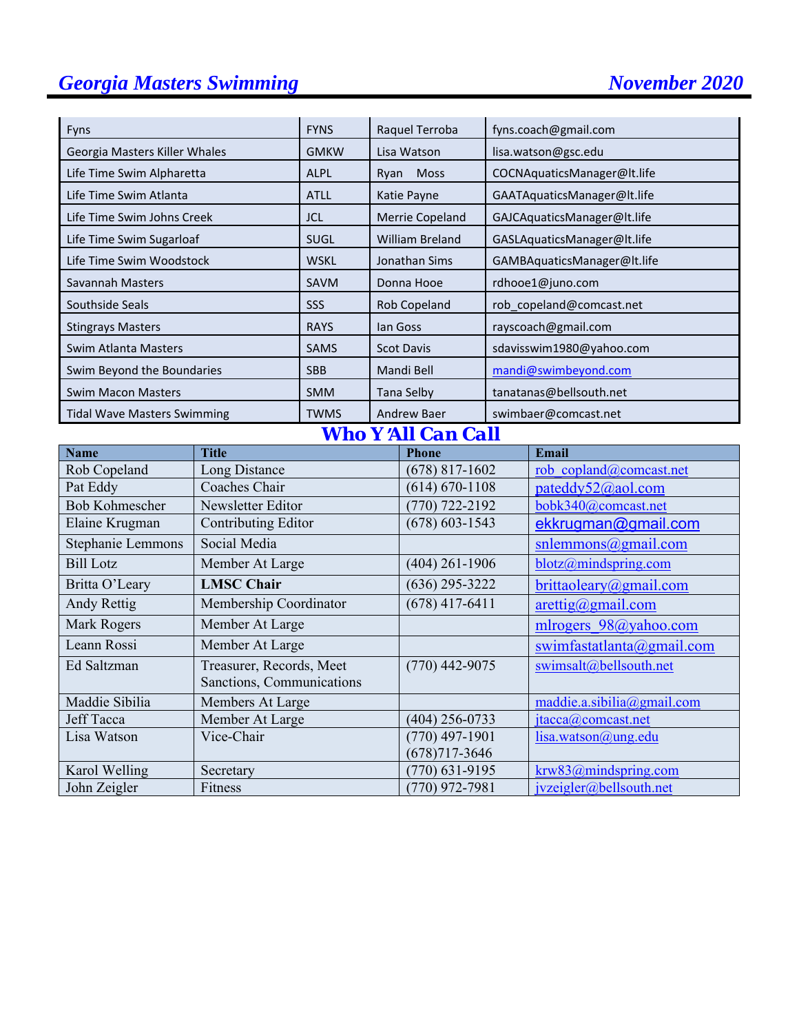| | | | |
|---|---|---|---|
| Fyns | FYNS | Raquel Terroba | fyns.coach@gmail.com |
| Georgia Masters Killer Whales | GMKW | Lisa Watson | lisa.watson@gsc.edu |
| Life Time Swim Alpharetta | ALPL | Ryan Moss | COCNAquaticsManager@lt.life |
| Life Time Swim Atlanta | ATLL | Katie Payne | GAATAquaticsManager@lt.life |
| Life Time Swim Johns Creek | JCL | Merrie Copeland | GAJCAquaticsManager@lt.life |
| Life Time Swim Sugarloaf | SUGL | William Breland | GASLAquaticsManager@lt.life |
| Life Time Swim Woodstock | WSKL | Jonathan Sims | GAMBAquaticsManager@lt.life |
| Savannah Masters | SAVM | Donna Hooe | rdhooe1@juno.com |
| Southside Seals | SSS | Rob Copeland | rob_copeland@comcast.net |
| Stingrays Masters | RAYS | Ian Goss | rayscoach@gmail.com |
| Swim Atlanta Masters | SAMS | Scot Davis | sdavisswim1980@yahoo.com |
| Swim Beyond the Boundaries | SBB | Mandi Bell | mandi@swimbeyond.com |
| Swim Macon Masters | SMM | Tana Selby | tanatanas@bellsouth.net |
| Tidal Wave Masters Swimming | TWMS | Andrew Baer | swimbaer@comcast.net |

## Who Y'All Can Call

| Name | Title | Phone | Email |
|---|---|---|---|
| Rob Copeland | Long Distance | (678) 817-1602 | rob_copland@comcast.net |
| Pat Eddy | Coaches Chair | (614) 670-1108 | pateddy52@aol.com |
| Bob Kohmescher | Newsletter Editor | (770) 722-2192 | bobk340@comcast.net |
| Elaine Krugman | Contributing Editor | (678) 603-1543 | ekkrugman@gmail.com |
| Stephanie Lemmons | Social Media | | snlemmons@gmail.com |
| Bill Lotz | Member At Large | (404) 261-1906 | blotz@mindspring.com |
| Britta O'Leary | **LMSC Chair** | (636) 295-3222 | brittaoleary@gmail.com |
| Andy Rettig | Membership Coordinator | (678) 417-6411 | arettig@gmail.com |
| Mark Rogers | Member At Large | | mlrogers_98@yahoo.com |
| Leann Rossi | Member At Large | | swimfastatlanta@gmail.com |
| Ed Saltzman | Treasurer, Records, Meet Sanctions, Communications | (770) 442-9075 | swimsalt@bellsouth.net |
| Maddie Sibilia | Members At Large | | maddie.a.sibilia@gmail.com |
| Jeff Tacca | Member At Large | (404) 256-0733 | jtacca@comcast.net |
| Lisa Watson | Vice-Chair | (770) 497-1901 (678)717-3646 | lisa.watson@ung.edu |
| Karol Welling | Secretary | (770) 631-9195 | krw83@mindspring.com |
| John Zeigler | Fitness | (770) 972-7981 | jvzeigler@bellsouth.net |